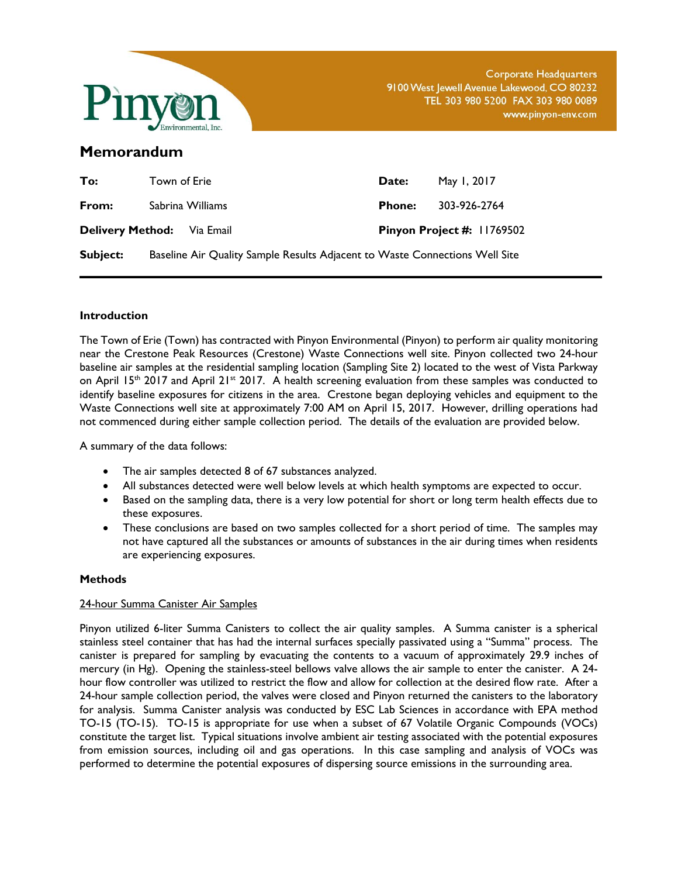Corporate Headquarters
9100 West Jewell Avenue Lakewood, CO 80232
TEL 303 980 5200 FAX 303 980 0089
www.pinyon-env.com

# Memorandum

| | | | |
|---|---|---|---|
| **To:** | Town of Erie | **Date:** | May 1, 2017 |
| **From:** | Sabrina Williams | **Phone:** | 303-926-2764 |
| **Delivery Method:** | Via Email | **Pinyon Project #:** | 11769502 |
| **Subject:** | Baseline Air Quality Sample Results Adjacent to Waste Connections Well Site | | |

## Introduction

The Town of Erie (Town) has contracted with Pinyon Environmental (Pinyon) to perform air quality monitoring near the Crestone Peak Resources (Crestone) Waste Connections well site. Pinyon collected two 24-hour baseline air samples at the residential sampling location (Sampling Site 2) located to the west of Vista Parkway on April 15th 2017 and April 21st 2017. A health screening evaluation from these samples was conducted to identify baseline exposures for citizens in the area. Crestone began deploying vehicles and equipment to the Waste Connections well site at approximately 7:00 AM on April 15, 2017. However, drilling operations had not commenced during either sample collection period. The details of the evaluation are provided below.

A summary of the data follows:

- The air samples detected 8 of 67 substances analyzed.
- All substances detected were well below levels at which health symptoms are expected to occur.
- Based on the sampling data, there is a very low potential for short or long term health effects due to these exposures.
- These conclusions are based on two samples collected for a short period of time. The samples may not have captured all the substances or amounts of substances in the air during times when residents are experiencing exposures.

## Methods

<u>24-hour Summa Canister Air Samples</u>

Pinyon utilized 6-liter Summa Canisters to collect the air quality samples. A Summa canister is a spherical stainless steel container that has had the internal surfaces specially passivated using a "Summa" process. The canister is prepared for sampling by evacuating the contents to a vacuum of approximately 29.9 inches of mercury (in Hg). Opening the stainless-steel bellows valve allows the air sample to enter the canister. A 24-hour flow controller was utilized to restrict the flow and allow for collection at the desired flow rate. After a 24-hour sample collection period, the valves were closed and Pinyon returned the canisters to the laboratory for analysis. Summa Canister analysis was conducted by ESC Lab Sciences in accordance with EPA method TO-15 (TO-15). TO-15 is appropriate for use when a subset of 67 Volatile Organic Compounds (VOCs) constitute the target list. Typical situations involve ambient air testing associated with the potential exposures from emission sources, including oil and gas operations. In this case sampling and analysis of VOCs was performed to determine the potential exposures of dispersing source emissions in the surrounding area.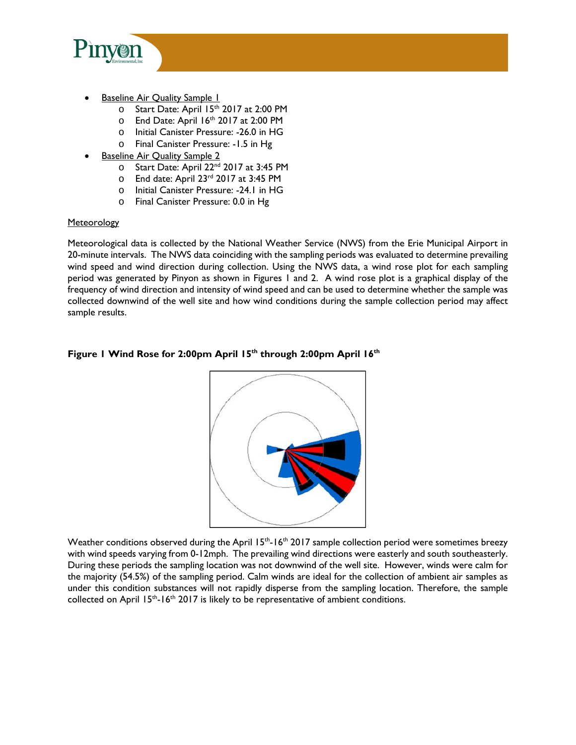- Baseline Air Quality Sample 1
  - Start Date: April 15th 2017 at 2:00 PM
  - End Date: April 16th 2017 at 2:00 PM
  - Initial Canister Pressure: -26.0 in HG
  - Final Canister Pressure: -1.5 in Hg
- Baseline Air Quality Sample 2
  - Start Date: April 22nd 2017 at 3:45 PM
  - End date: April 23rd 2017 at 3:45 PM
  - Initial Canister Pressure: -24.1 in HG
  - Final Canister Pressure: 0.0 in Hg

Meteorology

Meteorological data is collected by the National Weather Service (NWS) from the Erie Municipal Airport in 20-minute intervals. The NWS data coinciding with the sampling periods was evaluated to determine prevailing wind speed and wind direction during collection. Using the NWS data, a wind rose plot for each sampling period was generated by Pinyon as shown in Figures 1 and 2. A wind rose plot is a graphical display of the frequency of wind direction and intensity of wind speed and can be used to determine whether the sample was collected downwind of the well site and how wind conditions during the sample collection period may affect sample results.

**Figure 1 Wind Rose for 2:00pm April 15th through 2:00pm April 16th**

Weather conditions observed during the April 15th-16th 2017 sample collection period were sometimes breezy with wind speeds varying from 0-12mph. The prevailing wind directions were easterly and south southeasterly. During these periods the sampling location was not downwind of the well site. However, winds were calm for the majority (54.5%) of the sampling period. Calm winds are ideal for the collection of ambient air samples as under this condition substances will not rapidly disperse from the sampling location. Therefore, the sample collected on April 15th-16th 2017 is likely to be representative of ambient conditions.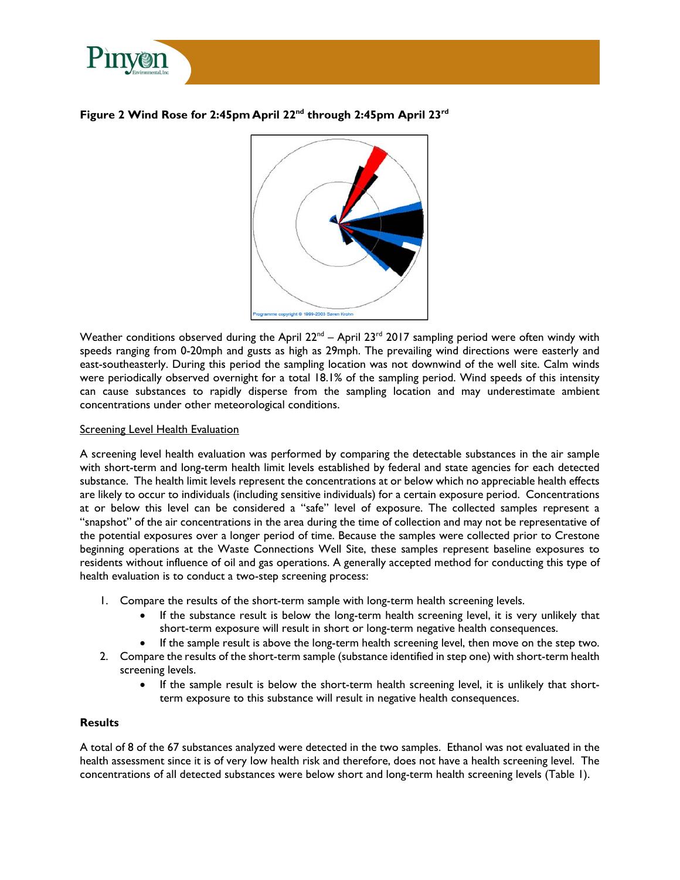**Figure 2 Wind Rose for 2:45pm April 22nd through 2:45pm April 23rd**

Weather conditions observed during the April 22nd – April 23rd 2017 sampling period were often windy with speeds ranging from 0-20mph and gusts as high as 29mph. The prevailing wind directions were easterly and east-southeasterly. During this period the sampling location was not downwind of the well site. Calm winds were periodically observed overnight for a total 18.1% of the sampling period. Wind speeds of this intensity can cause substances to rapidly disperse from the sampling location and may underestimate ambient concentrations under other meteorological conditions.

Screening Level Health Evaluation

A screening level health evaluation was performed by comparing the detectable substances in the air sample with short-term and long-term health limit levels established by federal and state agencies for each detected substance. The health limit levels represent the concentrations at or below which no appreciable health effects are likely to occur to individuals (including sensitive individuals) for a certain exposure period. Concentrations at or below this level can be considered a "safe" level of exposure. The collected samples represent a "snapshot" of the air concentrations in the area during the time of collection and may not be representative of the potential exposures over a longer period of time. Because the samples were collected prior to Crestone beginning operations at the Waste Connections Well Site, these samples represent baseline exposures to residents without influence of oil and gas operations. A generally accepted method for conducting this type of health evaluation is to conduct a two-step screening process:

1. Compare the results of the short-term sample with long-term health screening levels.
   - If the substance result is below the long-term health screening level, it is very unlikely that short-term exposure will result in short or long-term negative health consequences.
   - If the sample result is above the long-term health screening level, then move on the step two.
2. Compare the results of the short-term sample (substance identified in step one) with short-term health screening levels.
   - If the sample result is below the short-term health screening level, it is unlikely that short-term exposure to this substance will result in negative health consequences.

## Results

A total of 8 of the 67 substances analyzed were detected in the two samples. Ethanol was not evaluated in the health assessment since it is of very low health risk and therefore, does not have a health screening level. The concentrations of all detected substances were below short and long-term health screening levels (Table 1).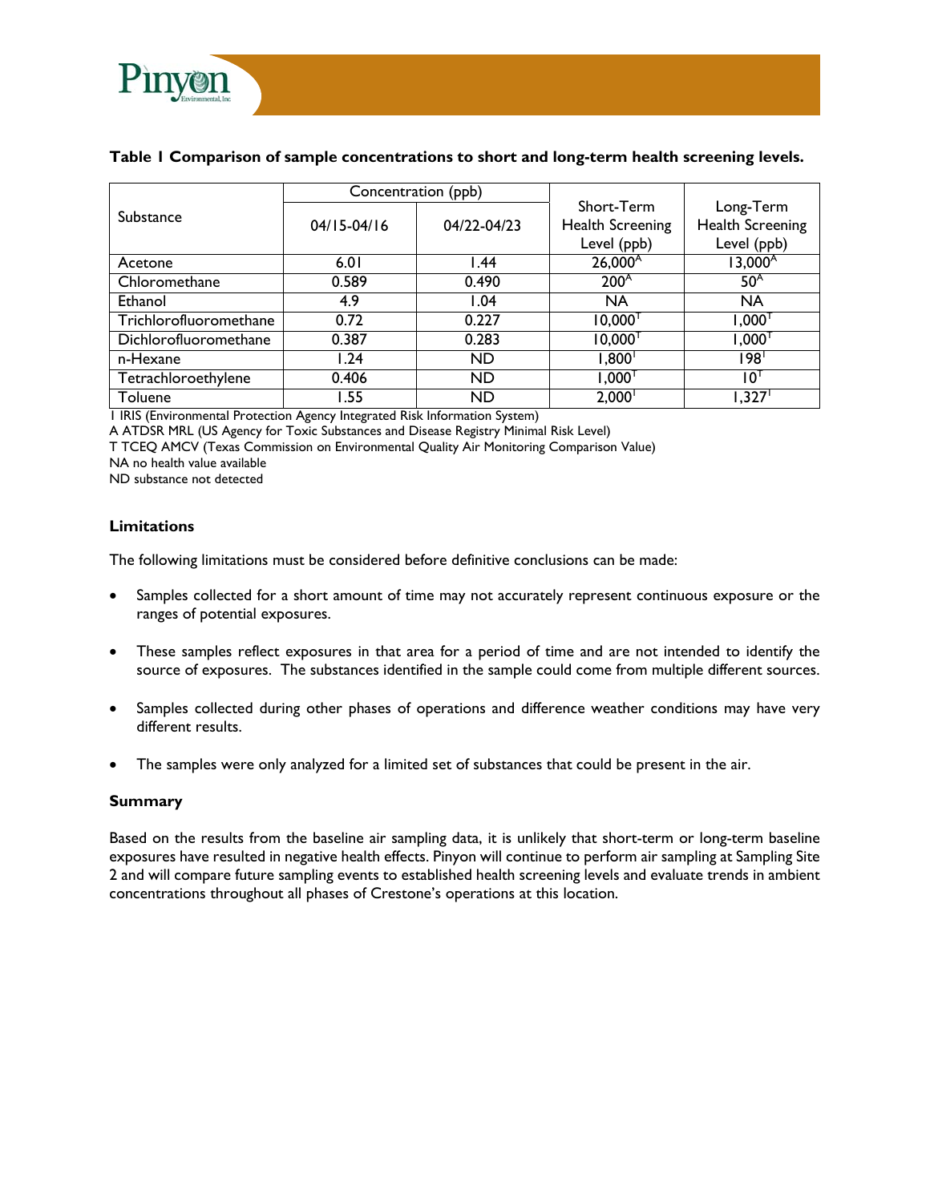**Table 1 Comparison of sample concentrations to short and long-term health screening levels.**

| Substance | Concentration (ppb) | | Short-Term Health Screening Level (ppb) | Long-Term Health Screening Level (ppb) |
|---|---|---|---|---|
| | 04/15-04/16 | 04/22-04/23 | | |
| Acetone | 6.01 | 1.44 | 26,000[A] | 13,000[A] |
| Chloromethane | 0.589 | 0.490 | 200[A] | 50[A] |
| Ethanol | 4.9 | 1.04 | NA | NA |
| Trichlorofluoromethane | 0.72 | 0.227 | 10,000[T] | 1,000[T] |
| Dichlorofluoromethane | 0.387 | 0.283 | 10,000[T] | 1,000[T] |
| n-Hexane | 1.24 | ND | 1,800[I] | 198[I] |
| Tetrachloroethylene | 0.406 | ND | 1,000[T] | 10[T] |
| Toluene | 1.55 | ND | 2,000[I] | 1,327[I] |

I IRIS (Environmental Protection Agency Integrated Risk Information System)
A ATDSR MRL (US Agency for Toxic Substances and Disease Registry Minimal Risk Level)
T TCEQ AMCV (Texas Commission on Environmental Quality Air Monitoring Comparison Value)
NA no health value available
ND substance not detected

### Limitations

The following limitations must be considered before definitive conclusions can be made:

- Samples collected for a short amount of time may not accurately represent continuous exposure or the ranges of potential exposures.
- These samples reflect exposures in that area for a period of time and are not intended to identify the source of exposures. The substances identified in the sample could come from multiple different sources.
- Samples collected during other phases of operations and difference weather conditions may have very different results.
- The samples were only analyzed for a limited set of substances that could be present in the air.

### Summary

Based on the results from the baseline air sampling data, it is unlikely that short-term or long-term baseline exposures have resulted in negative health effects. Pinyon will continue to perform air sampling at Sampling Site 2 and will compare future sampling events to established health screening levels and evaluate trends in ambient concentrations throughout all phases of Crestone's operations at this location.